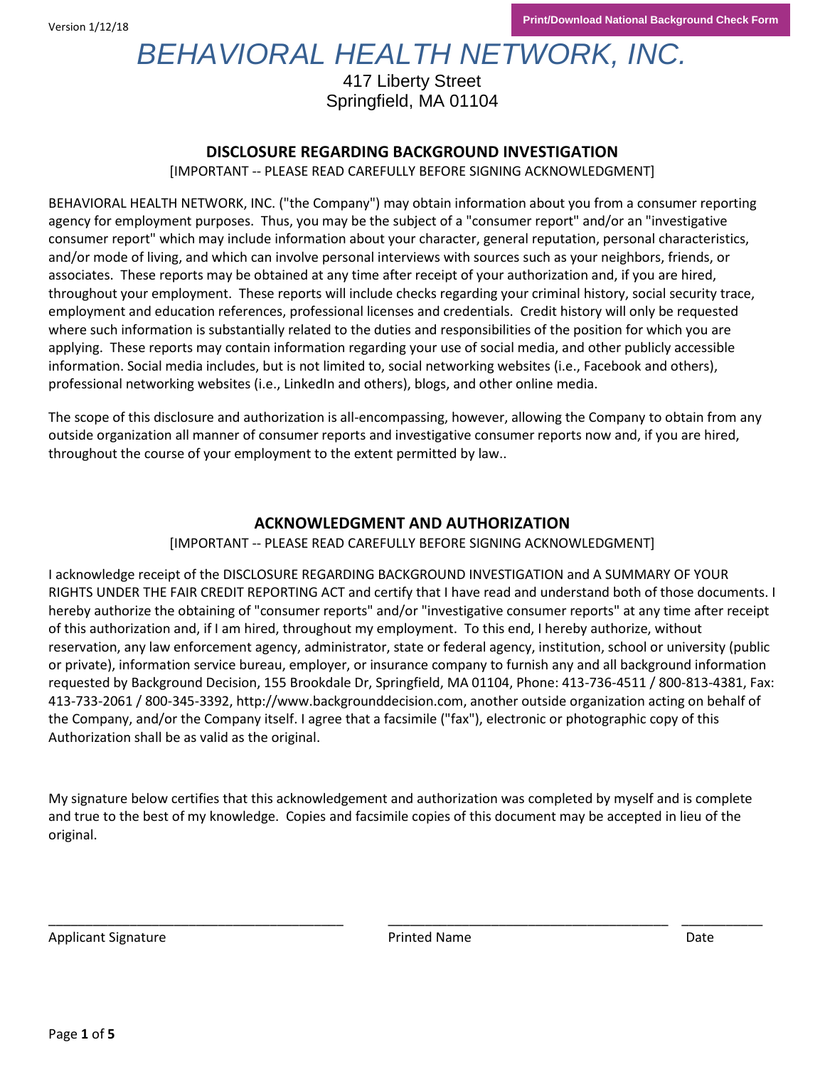Version 1/12/18

Print/Download National Background Check Form

# BEHAVIORAL HEALTH NETWORK, INC.

417 Liberty Street
Springfield, MA 01104

## DISCLOSURE REGARDING BACKGROUND INVESTIGATION

[IMPORTANT -- PLEASE READ CAREFULLY BEFORE SIGNING ACKNOWLEDGMENT]

BEHAVIORAL HEALTH NETWORK, INC. ("the Company") may obtain information about you from a consumer reporting agency for employment purposes. Thus, you may be the subject of a "consumer report" and/or an "investigative consumer report" which may include information about your character, general reputation, personal characteristics, and/or mode of living, and which can involve personal interviews with sources such as your neighbors, friends, or associates. These reports may be obtained at any time after receipt of your authorization and, if you are hired, throughout your employment. These reports will include checks regarding your criminal history, social security trace, employment and education references, professional licenses and credentials. Credit history will only be requested where such information is substantially related to the duties and responsibilities of the position for which you are applying. These reports may contain information regarding your use of social media, and other publicly accessible information. Social media includes, but is not limited to, social networking websites (i.e., Facebook and others), professional networking websites (i.e., LinkedIn and others), blogs, and other online media.

The scope of this disclosure and authorization is all-encompassing, however, allowing the Company to obtain from any outside organization all manner of consumer reports and investigative consumer reports now and, if you are hired, throughout the course of your employment to the extent permitted by law..

## ACKNOWLEDGMENT AND AUTHORIZATION

[IMPORTANT -- PLEASE READ CAREFULLY BEFORE SIGNING ACKNOWLEDGMENT]

I acknowledge receipt of the DISCLOSURE REGARDING BACKGROUND INVESTIGATION and A SUMMARY OF YOUR RIGHTS UNDER THE FAIR CREDIT REPORTING ACT and certify that I have read and understand both of those documents. I hereby authorize the obtaining of "consumer reports" and/or "investigative consumer reports" at any time after receipt of this authorization and, if I am hired, throughout my employment. To this end, I hereby authorize, without reservation, any law enforcement agency, administrator, state or federal agency, institution, school or university (public or private), information service bureau, employer, or insurance company to furnish any and all background information requested by Background Decision, 155 Brookdale Dr, Springfield, MA 01104, Phone: 413-736-4511 / 800-813-4381, Fax: 413-733-2061 / 800-345-3392, http://www.backgrounddecision.com, another outside organization acting on behalf of the Company, and/or the Company itself. I agree that a facsimile ("fax"), electronic or photographic copy of this Authorization shall be as valid as the original.

My signature below certifies that this acknowledgement and authorization was completed by myself and is complete and true to the best of my knowledge. Copies and facsimile copies of this document may be accepted in lieu of the original.

\_\_\_\_\_\_\_\_\_\_\_\_\_\_\_\_\_\_\_\_\_\_\_\_\_\_\_\_\_\_\_\_\_\_\_\_\_\_\_\_ Applicant Signature

\_\_\_\_\_\_\_\_\_\_\_\_\_\_\_\_\_\_\_\_\_\_\_\_\_\_\_\_\_\_\_\_\_\_\_\_\_\_\_\_ Printed Name

\_\_\_\_\_\_\_\_\_\_\_\_ Date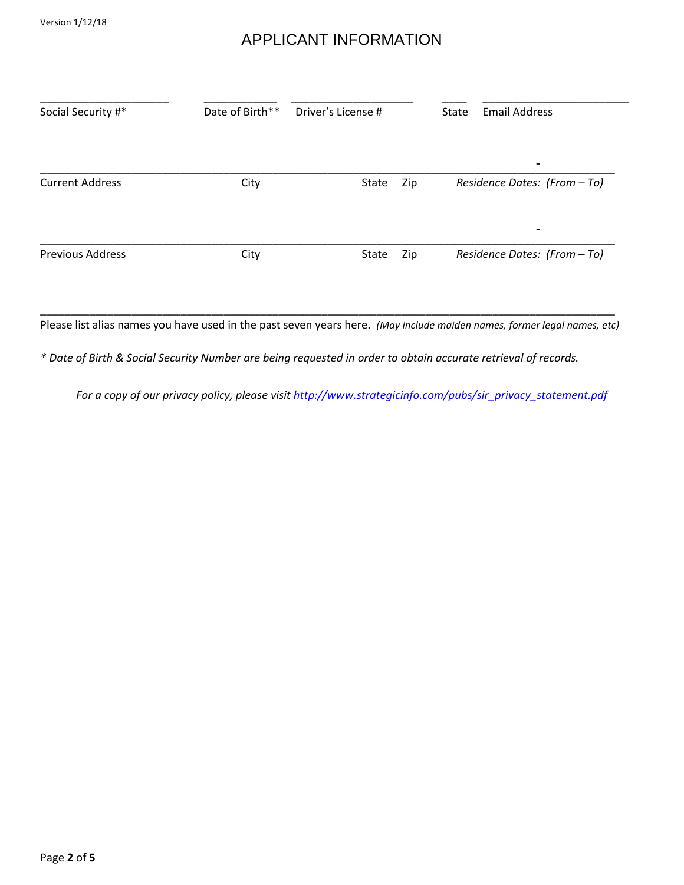# APPLICANT INFORMATION

| _____________________ | ____________ | ____________________ | ____ | ________________________ |
|---|---|---|---|---|
| Social Security #* | Date of Birth** | Driver's License # | State | Email Address |

| ______________________________ | ______________ | _______ | _______ | ______________ - ______________ |
|---|---|---|---|---|
| Current Address | City | State | Zip | *Residence Dates: (From – To)* |

| ______________________________ | ______________ | _______ | _______ | ______________ - ______________ |
|---|---|---|---|---|
| Previous Address | City | State | Zip | *Residence Dates: (From – To)* |

_____________________________________________________________________________________________

Please list alias names you have used in the past seven years here. *(May include maiden names, former legal names, etc)*

*\* Date of Birth & Social Security Number are being requested in order to obtain accurate retrieval of records.*

*For a copy of our privacy policy, please visit [http://www.strategicinfo.com/pubs/sir_privacy_statement.pdf](http://www.strategicinfo.com/pubs/sir_privacy_statement.pdf)*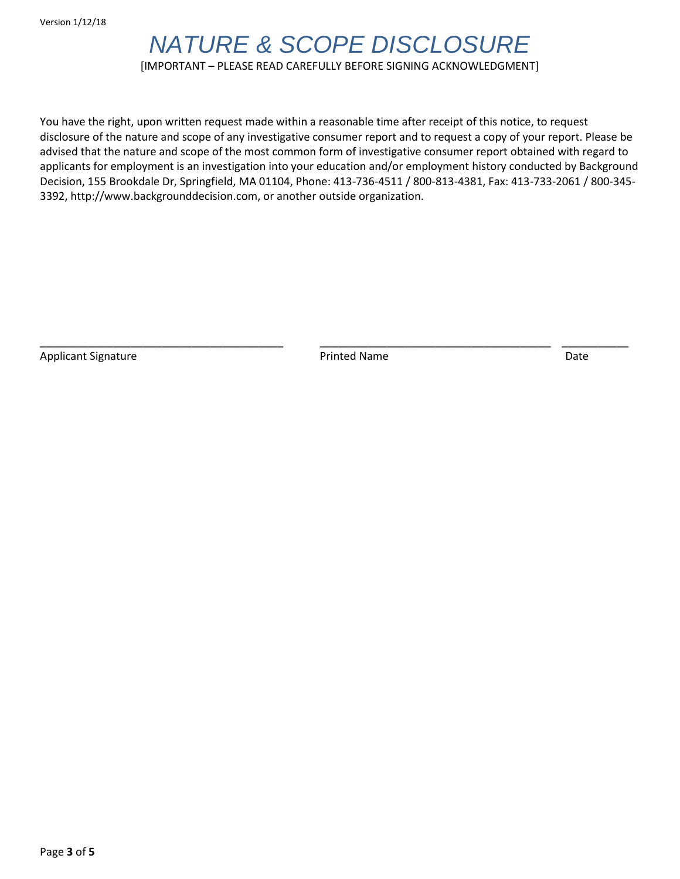# NATURE & SCOPE DISCLOSURE

[IMPORTANT – PLEASE READ CAREFULLY BEFORE SIGNING ACKNOWLEDGMENT]

You have the right, upon written request made within a reasonable time after receipt of this notice, to request disclosure of the nature and scope of any investigative consumer report and to request a copy of your report. Please be advised that the nature and scope of the most common form of investigative consumer report obtained with regard to applicants for employment is an investigation into your education and/or employment history conducted by Background Decision, 155 Brookdale Dr, Springfield, MA 01104, Phone: 413-736-4511 / 800-813-4381, Fax: 413-733-2061 / 800-345-3392, http://www.backgrounddecision.com, or another outside organization.

| _________________________________ | _________________________________ | ___________ |
|---|---|---|
| Applicant Signature | Printed Name | Date |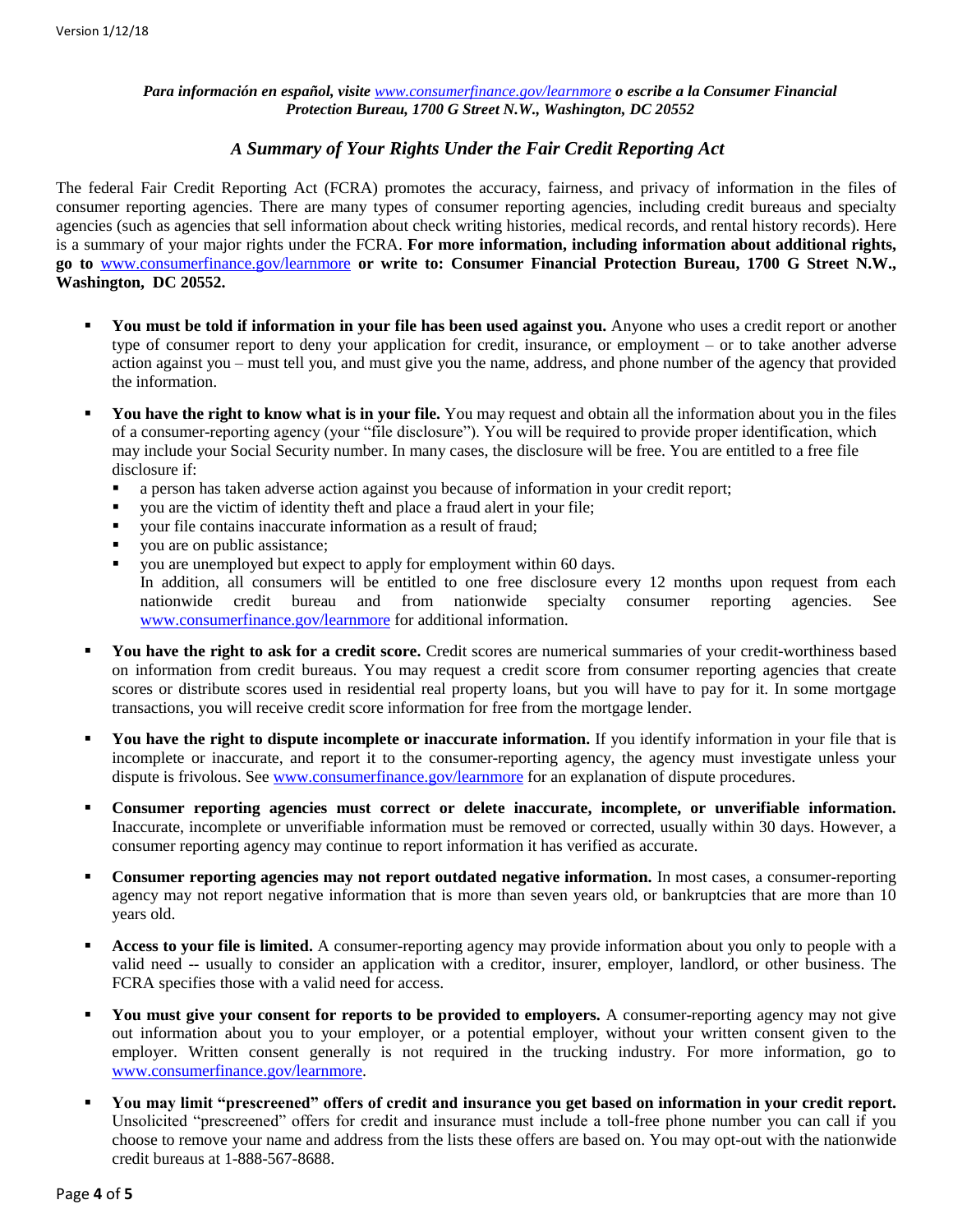*Para información en español, visite [www.consumerfinance.gov/learnmore](www.consumerfinance.gov/learnmore) o escribe a la Consumer Financial Protection Bureau, 1700 G Street N.W., Washington, DC 20552*

## *A Summary of Your Rights Under the Fair Credit Reporting Act*

The federal Fair Credit Reporting Act (FCRA) promotes the accuracy, fairness, and privacy of information in the files of consumer reporting agencies. There are many types of consumer reporting agencies, including credit bureaus and specialty agencies (such as agencies that sell information about check writing histories, medical records, and rental history records). Here is a summary of your major rights under the FCRA. **For more information, including information about additional rights, go to** [www.consumerfinance.gov/learnmore](www.consumerfinance.gov/learnmore) **or write to: Consumer Financial Protection Bureau, 1700 G Street N.W., Washington, DC 20552.**

- **You must be told if information in your file has been used against you.** Anyone who uses a credit report or another type of consumer report to deny your application for credit, insurance, or employment – or to take another adverse action against you – must tell you, and must give you the name, address, and phone number of the agency that provided the information.
- **You have the right to know what is in your file.** You may request and obtain all the information about you in the files of a consumer-reporting agency (your "file disclosure"). You will be required to provide proper identification, which may include your Social Security number. In many cases, the disclosure will be free. You are entitled to a free file disclosure if:
  - a person has taken adverse action against you because of information in your credit report;
  - you are the victim of identity theft and place a fraud alert in your file;
  - your file contains inaccurate information as a result of fraud;
  - you are on public assistance;
  - you are unemployed but expect to apply for employment within 60 days.

  In addition, all consumers will be entitled to one free disclosure every 12 months upon request from each nationwide credit bureau and from nationwide specialty consumer reporting agencies. See [www.consumerfinance.gov/learnmore](www.consumerfinance.gov/learnmore) for additional information.
- **You have the right to ask for a credit score.** Credit scores are numerical summaries of your credit-worthiness based on information from credit bureaus. You may request a credit score from consumer reporting agencies that create scores or distribute scores used in residential real property loans, but you will have to pay for it. In some mortgage transactions, you will receive credit score information for free from the mortgage lender.
- **You have the right to dispute incomplete or inaccurate information.** If you identify information in your file that is incomplete or inaccurate, and report it to the consumer-reporting agency, the agency must investigate unless your dispute is frivolous. See [www.consumerfinance.gov/learnmore](www.consumerfinance.gov/learnmore) for an explanation of dispute procedures.
- **Consumer reporting agencies must correct or delete inaccurate, incomplete, or unverifiable information.** Inaccurate, incomplete or unverifiable information must be removed or corrected, usually within 30 days. However, a consumer reporting agency may continue to report information it has verified as accurate.
- **Consumer reporting agencies may not report outdated negative information.** In most cases, a consumer-reporting agency may not report negative information that is more than seven years old, or bankruptcies that are more than 10 years old.
- **Access to your file is limited.** A consumer-reporting agency may provide information about you only to people with a valid need -- usually to consider an application with a creditor, insurer, employer, landlord, or other business. The FCRA specifies those with a valid need for access.
- **You must give your consent for reports to be provided to employers.** A consumer-reporting agency may not give out information about you to your employer, or a potential employer, without your written consent given to the employer. Written consent generally is not required in the trucking industry. For more information, go to [www.consumerfinance.gov/learnmore](www.consumerfinance.gov/learnmore).
- **You may limit "prescreened" offers of credit and insurance you get based on information in your credit report.** Unsolicited "prescreened" offers for credit and insurance must include a toll-free phone number you can call if you choose to remove your name and address from the lists these offers are based on. You may opt-out with the nationwide credit bureaus at 1-888-567-8688.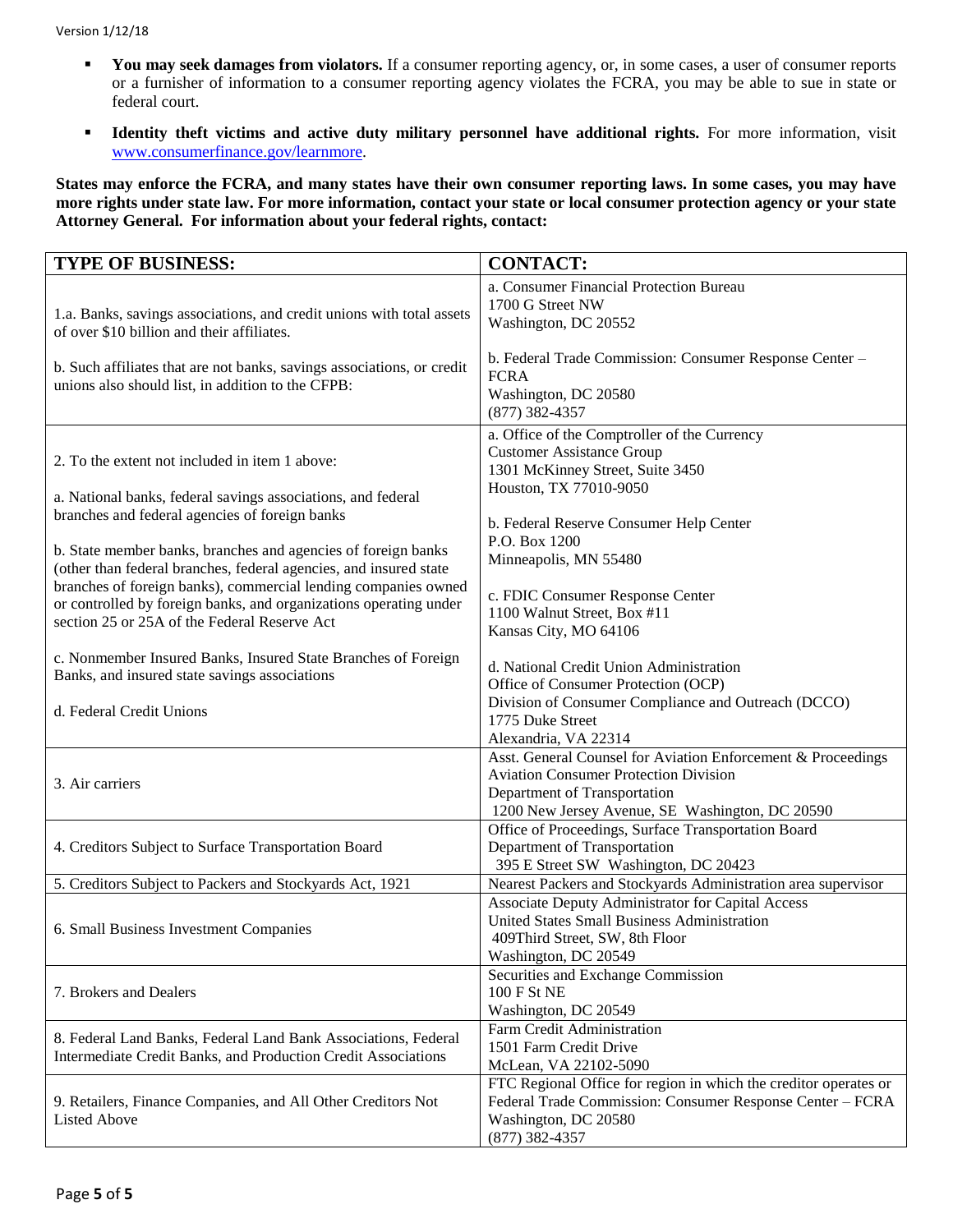- **You may seek damages from violators.** If a consumer reporting agency, or, in some cases, a user of consumer reports or a furnisher of information to a consumer reporting agency violates the FCRA, you may be able to sue in state or federal court.
- **Identity theft victims and active duty military personnel have additional rights.** For more information, visit www.consumerfinance.gov/learnmore.

**States may enforce the FCRA, and many states have their own consumer reporting laws. In some cases, you may have more rights under state law. For more information, contact your state or local consumer protection agency or your state Attorney General. For information about your federal rights, contact:**

| TYPE OF BUSINESS: | CONTACT: |
|---|---|
| 1.a. Banks, savings associations, and credit unions with total assets of over $10 billion and their affiliates.<br><br>b. Such affiliates that are not banks, savings associations, or credit unions also should list, in addition to the CFPB: | a. Consumer Financial Protection Bureau<br>1700 G Street NW<br>Washington, DC 20552<br><br>b. Federal Trade Commission: Consumer Response Center – FCRA<br>Washington, DC 20580<br>(877) 382-4357 |
| 2. To the extent not included in item 1 above:<br><br>a. National banks, federal savings associations, and federal branches and federal agencies of foreign banks<br><br>b. State member banks, branches and agencies of foreign banks (other than federal branches, federal agencies, and insured state branches of foreign banks), commercial lending companies owned or controlled by foreign banks, and organizations operating under section 25 or 25A of the Federal Reserve Act<br><br>c. Nonmember Insured Banks, Insured State Branches of Foreign Banks, and insured state savings associations<br><br>d. Federal Credit Unions | a. Office of the Comptroller of the Currency<br>Customer Assistance Group<br>1301 McKinney Street, Suite 3450<br>Houston, TX 77010-9050<br><br>b. Federal Reserve Consumer Help Center<br>P.O. Box 1200<br>Minneapolis, MN 55480<br><br>c. FDIC Consumer Response Center<br>1100 Walnut Street, Box #11<br>Kansas City, MO 64106<br><br>d. National Credit Union Administration<br>Office of Consumer Protection (OCP)<br>Division of Consumer Compliance and Outreach (DCCO)<br>1775 Duke Street<br>Alexandria, VA 22314 |
| 3. Air carriers | Asst. General Counsel for Aviation Enforcement & Proceedings<br>Aviation Consumer Protection Division<br>Department of Transportation<br>1200 New Jersey Avenue, SE Washington, DC 20590 |
| 4. Creditors Subject to Surface Transportation Board | Office of Proceedings, Surface Transportation Board<br>Department of Transportation<br>395 E Street SW Washington, DC 20423 |
| 5. Creditors Subject to Packers and Stockyards Act, 1921 | Nearest Packers and Stockyards Administration area supervisor |
| 6. Small Business Investment Companies | Associate Deputy Administrator for Capital Access<br>United States Small Business Administration<br>409Third Street, SW, 8th Floor<br>Washington, DC 20549 |
| 7. Brokers and Dealers | Securities and Exchange Commission<br>100 F St NE<br>Washington, DC 20549 |
| 8. Federal Land Banks, Federal Land Bank Associations, Federal Intermediate Credit Banks, and Production Credit Associations | Farm Credit Administration<br>1501 Farm Credit Drive<br>McLean, VA 22102-5090 |
| 9. Retailers, Finance Companies, and All Other Creditors Not Listed Above | FTC Regional Office for region in which the creditor operates or Federal Trade Commission: Consumer Response Center – FCRA<br>Washington, DC 20580<br>(877) 382-4357 |